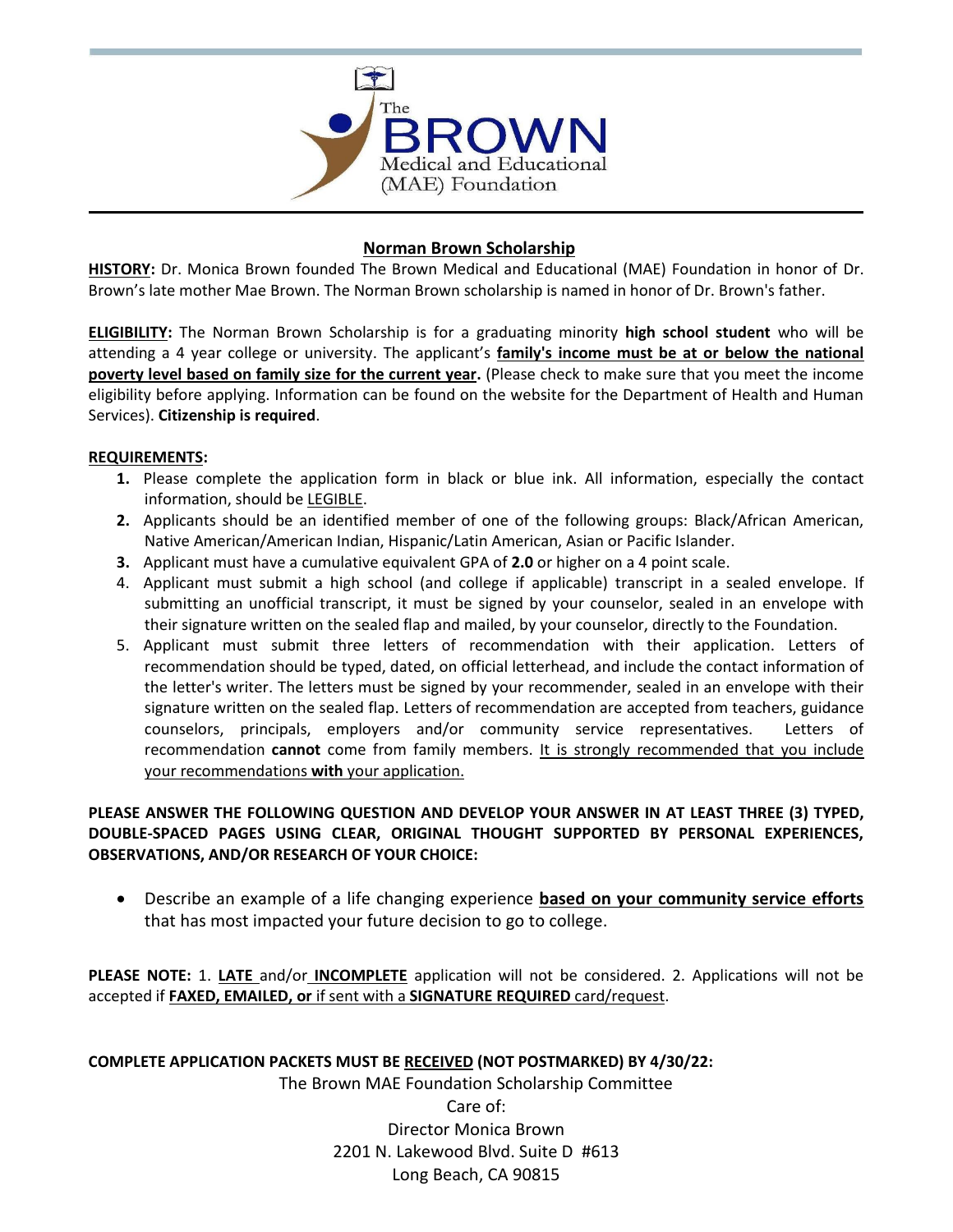The BROWN Medical and Educational (MAE) Foundation

# Norman Brown Scholarship

**HISTORY:** Dr. Monica Brown founded The Brown Medical and Educational (MAE) Foundation in honor of Dr. Brown's late mother Mae Brown. The Norman Brown scholarship is named in honor of Dr. Brown's father.

**ELIGIBILITY:** The Norman Brown Scholarship is for a graduating minority **high school student** who will be attending a 4 year college or university. The applicant's **family's income must be at or below the national poverty level based on family size for the current year.** (Please check to make sure that you meet the income eligibility before applying. Information can be found on the website for the Department of Health and Human Services). **Citizenship is required**.

**REQUIREMENTS:**

1. Please complete the application form in black or blue ink. All information, especially the contact information, should be LEGIBLE.
2. Applicants should be an identified member of one of the following groups: Black/African American, Native American/American Indian, Hispanic/Latin American, Asian or Pacific Islander.
3. Applicant must have a cumulative equivalent GPA of **2.0** or higher on a 4 point scale.
4. Applicant must submit a high school (and college if applicable) transcript in a sealed envelope. If submitting an unofficial transcript, it must be signed by your counselor, sealed in an envelope with their signature written on the sealed flap and mailed, by your counselor, directly to the Foundation.
5. Applicant must submit three letters of recommendation with their application. Letters of recommendation should be typed, dated, on official letterhead, and include the contact information of the letter's writer. The letters must be signed by your recommender, sealed in an envelope with their signature written on the sealed flap. Letters of recommendation are accepted from teachers, guidance counselors, principals, employers and/or community service representatives. Letters of recommendation **cannot** come from family members. It is strongly recommended that you include your recommendations **with** your application.

**PLEASE ANSWER THE FOLLOWING QUESTION AND DEVELOP YOUR ANSWER IN AT LEAST THREE (3) TYPED, DOUBLE-SPACED PAGES USING CLEAR, ORIGINAL THOUGHT SUPPORTED BY PERSONAL EXPERIENCES, OBSERVATIONS, AND/OR RESEARCH OF YOUR CHOICE:**

- Describe an example of a life changing experience **based on your community service efforts** that has most impacted your future decision to go to college.

**PLEASE NOTE:** 1. **LATE** and/or **INCOMPLETE** application will not be considered. 2. Applications will not be accepted if **FAXED, EMAILED, or** if sent with a **SIGNATURE REQUIRED** card/request.

**COMPLETE APPLICATION PACKETS MUST BE RECEIVED (NOT POSTMARKED) BY 4/30/22:**

The Brown MAE Foundation Scholarship Committee
Care of:
Director Monica Brown
2201 N. Lakewood Blvd. Suite D #613
Long Beach, CA 90815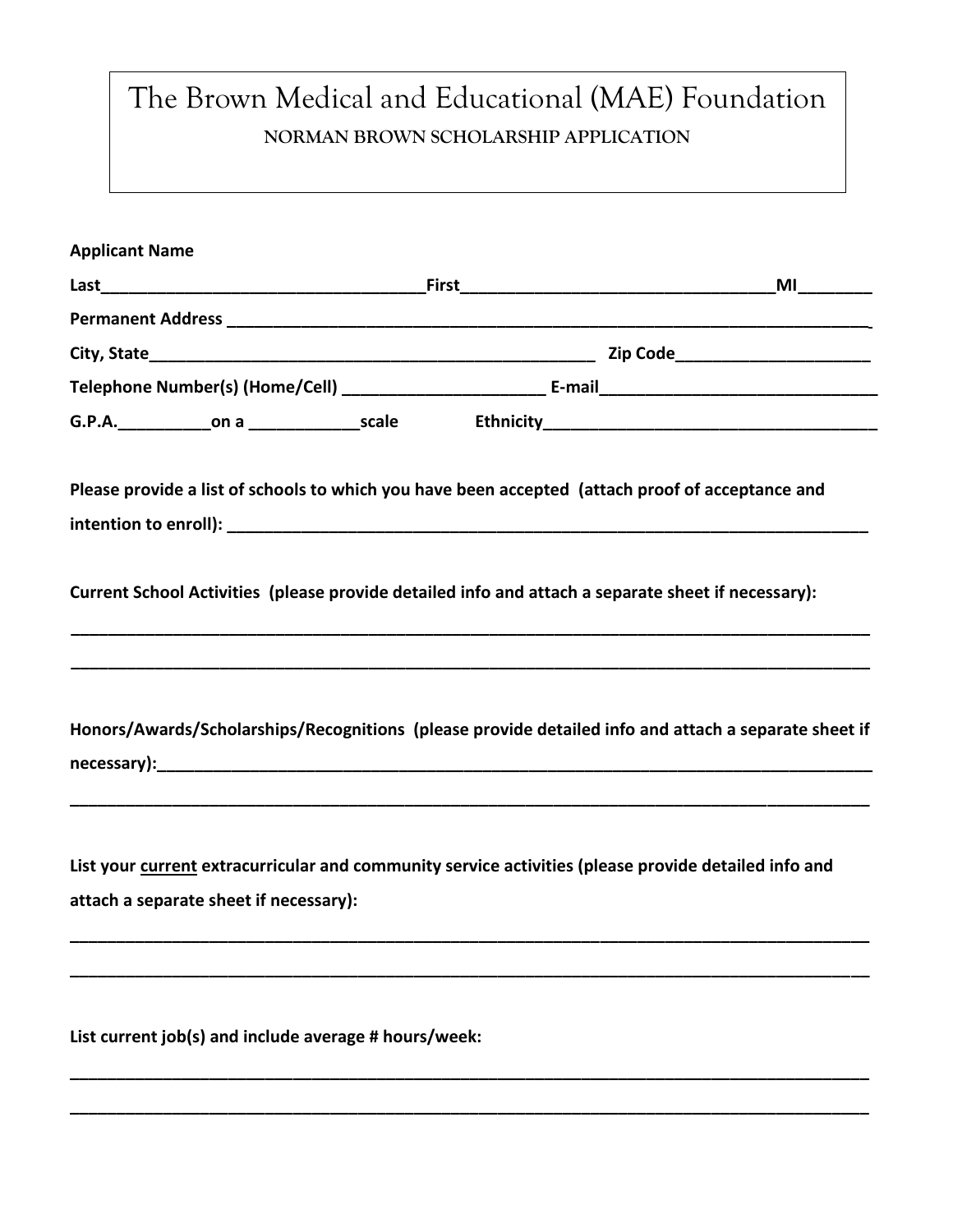# The Brown Medical and Educational (MAE) Foundation

**NORMAN BROWN SCHOLARSHIP APPLICATION**

**Applicant Name**

**Last**_________________________________**First**_________________________________**MI**________

**Permanent Address** ___________________________________________________________________________

**City, State**_______________________________________________ **Zip Code**_____________________

**Telephone Number(s) (Home/Cell)** ______________________ **E-mail**______________________________

**G.P.A.**__________**on a** ____________**scale** **Ethnicity**_____________________________________

**Please provide a list of schools to which you have been accepted (attach proof of acceptance and intention to enroll):** ___________________________________________________________________________

**Current School Activities (please provide detailed info and attach a separate sheet if necessary):**

_____________________________________________________________________________________________

_____________________________________________________________________________________________

**Honors/Awards/Scholarships/Recognitions (please provide detailed info and attach a separate sheet if necessary):**_____________________________________________________________________________

_____________________________________________________________________________________________

**List your <u>current</u> extracurricular and community service activities (please provide detailed info and attach a separate sheet if necessary):**

_____________________________________________________________________________________________

_____________________________________________________________________________________________

**List current job(s) and include average # hours/week:**

_____________________________________________________________________________________________

_____________________________________________________________________________________________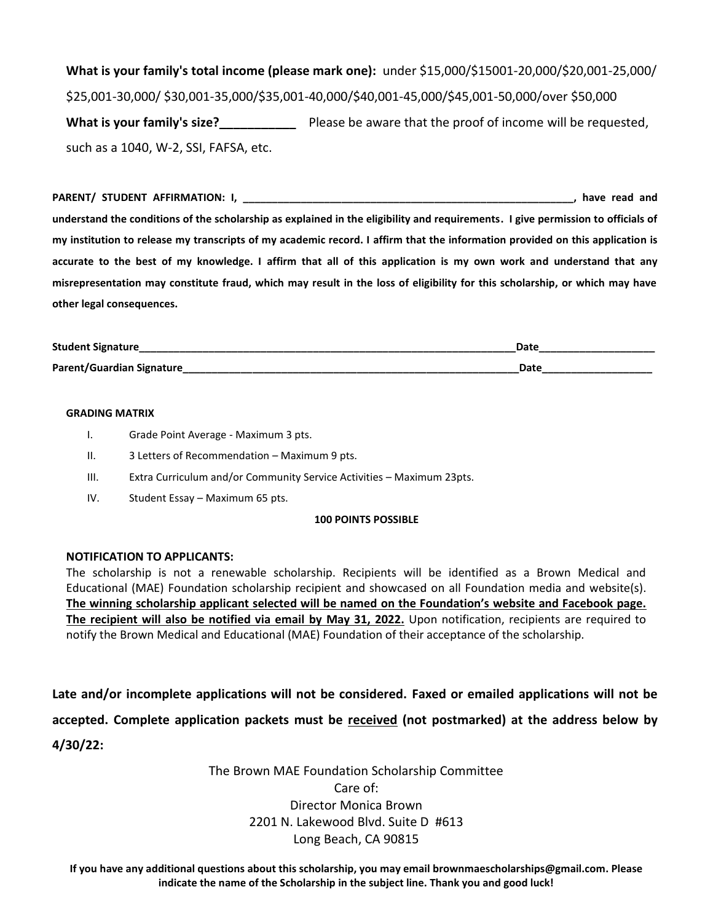**What is your family's total income (please mark one):** under $15,000/$15001-20,000/$20,001-25,000/ $25,001-30,000/ $30,001-35,000/$35,001-40,000/$40,001-45,000/$45,001-50,000/over $50,000

**What is your family's size?___________** Please be aware that the proof of income will be requested, such as a 1040, W-2, SSI, FAFSA, etc.

**PARENT/ STUDENT AFFIRMATION: I, ___________________________________________________________, have read and understand the conditions of the scholarship as explained in the eligibility and requirements. I give permission to officials of my institution to release my transcripts of my academic record. I affirm that the information provided on this application is accurate to the best of my knowledge. I affirm that all of this application is my own work and understand that any misrepresentation may constitute fraud, which may result in the loss of eligibility for this scholarship, or which may have other legal consequences.**

**Student Signature_____________________________________________________________________Date____________________**

**Parent/Guardian Signature______________________________________________________________Date___________________**

**GRADING MATRIX**

I. Grade Point Average - Maximum 3 pts.

II. 3 Letters of Recommendation – Maximum 9 pts.

III. Extra Curriculum and/or Community Service Activities – Maximum 23pts.

IV. Student Essay – Maximum 65 pts.

**100 POINTS POSSIBLE**

**NOTIFICATION TO APPLICANTS:**

The scholarship is not a renewable scholarship. Recipients will be identified as a Brown Medical and Educational (MAE) Foundation scholarship recipient and showcased on all Foundation media and website(s). **The winning scholarship applicant selected will be named on the Foundation's website and Facebook page. The recipient will also be notified via email by May 31, 2022.** Upon notification, recipients are required to notify the Brown Medical and Educational (MAE) Foundation of their acceptance of the scholarship.

**Late and/or incomplete applications will not be considered. Faxed or emailed applications will not be accepted. Complete application packets must be received (not postmarked) at the address below by 4/30/22:**

The Brown MAE Foundation Scholarship Committee
Care of:
Director Monica Brown
2201 N. Lakewood Blvd. Suite D #613
Long Beach, CA 90815

**If you have any additional questions about this scholarship, you may email brownmaescholarships@gmail.com. Please indicate the name of the Scholarship in the subject line. Thank you and good luck!**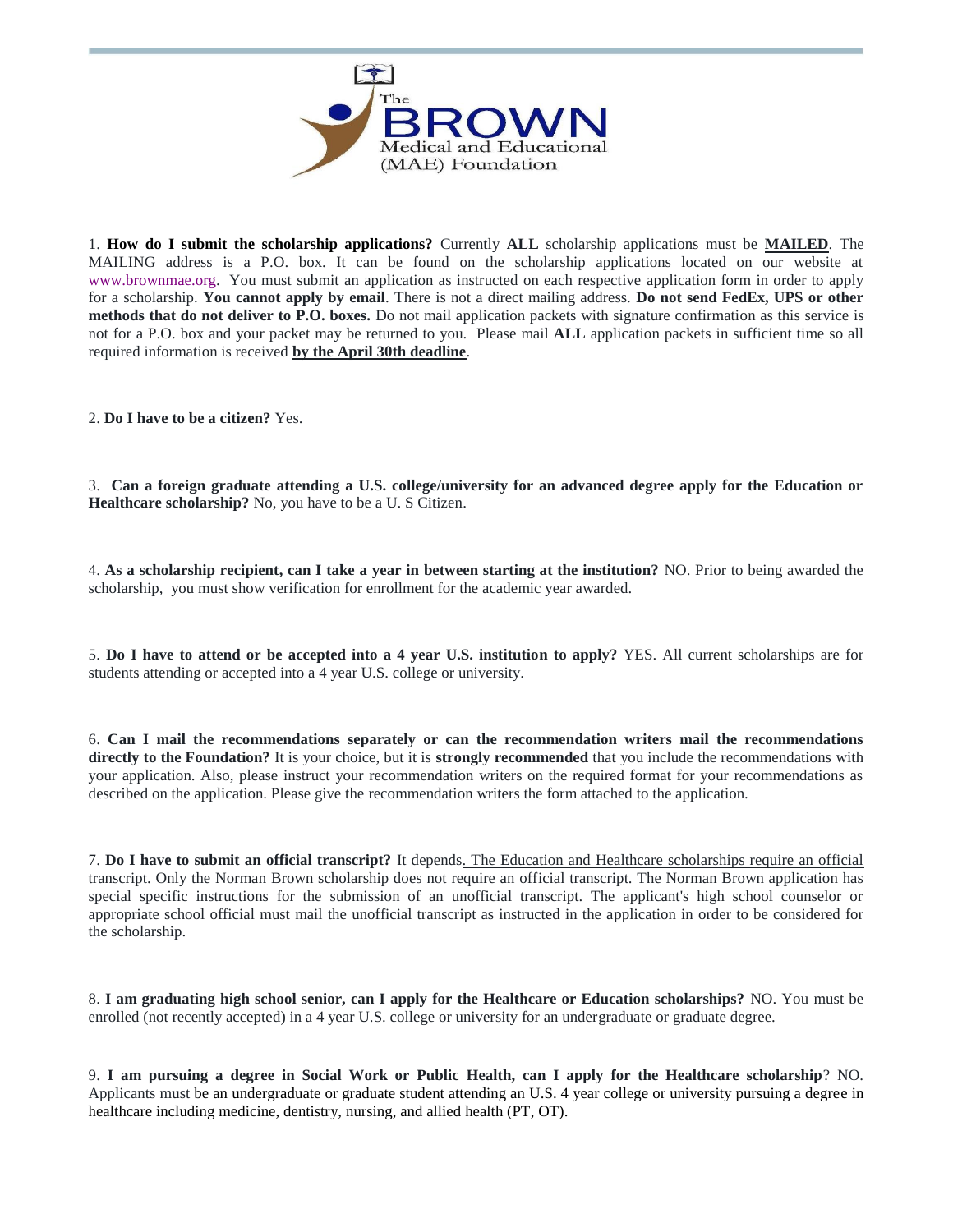The BROWN Medical and Educational (MAE) Foundation

1. **How do I submit the scholarship applications?** Currently **ALL** scholarship applications must be **MAILED**. The MAILING address is a P.O. box. It can be found on the scholarship applications located on our website at [www.brownmae.org](http://www.brownmae.org). You must submit an application as instructed on each respective application form in order to apply for a scholarship. **You cannot apply by email**. There is not a direct mailing address. **Do not send FedEx, UPS or other methods that do not deliver to P.O. boxes.** Do not mail application packets with signature confirmation as this service is not for a P.O. box and your packet may be returned to you. Please mail **ALL** application packets in sufficient time so all required information is received **by the April 30th deadline**.

2. **Do I have to be a citizen?** Yes.

3. **Can a foreign graduate attending a U.S. college/university for an advanced degree apply for the Education or Healthcare scholarship?** No, you have to be a U. S Citizen.

4. **As a scholarship recipient, can I take a year in between starting at the institution?** NO. Prior to being awarded the scholarship, you must show verification for enrollment for the academic year awarded.

5. **Do I have to attend or be accepted into a 4 year U.S. institution to apply?** YES. All current scholarships are for students attending or accepted into a 4 year U.S. college or university.

6. **Can I mail the recommendations separately or can the recommendation writers mail the recommendations directly to the Foundation?** It is your choice, but it is **strongly recommended** that you include the recommendations with your application. Also, please instruct your recommendation writers on the required format for your recommendations as described on the application. Please give the recommendation writers the form attached to the application.

7. **Do I have to submit an official transcript?** It depends. The Education and Healthcare scholarships require an official transcript. Only the Norman Brown scholarship does not require an official transcript. The Norman Brown application has special specific instructions for the submission of an unofficial transcript. The applicant's high school counselor or appropriate school official must mail the unofficial transcript as instructed in the application in order to be considered for the scholarship.

8. **I am graduating high school senior, can I apply for the Healthcare or Education scholarships?** NO. You must be enrolled (not recently accepted) in a 4 year U.S. college or university for an undergraduate or graduate degree.

9. **I am pursuing a degree in Social Work or Public Health, can I apply for the Healthcare scholarship**? NO. Applicants must be an undergraduate or graduate student attending an U.S. 4 year college or university pursuing a degree in healthcare including medicine, dentistry, nursing, and allied health (PT, OT).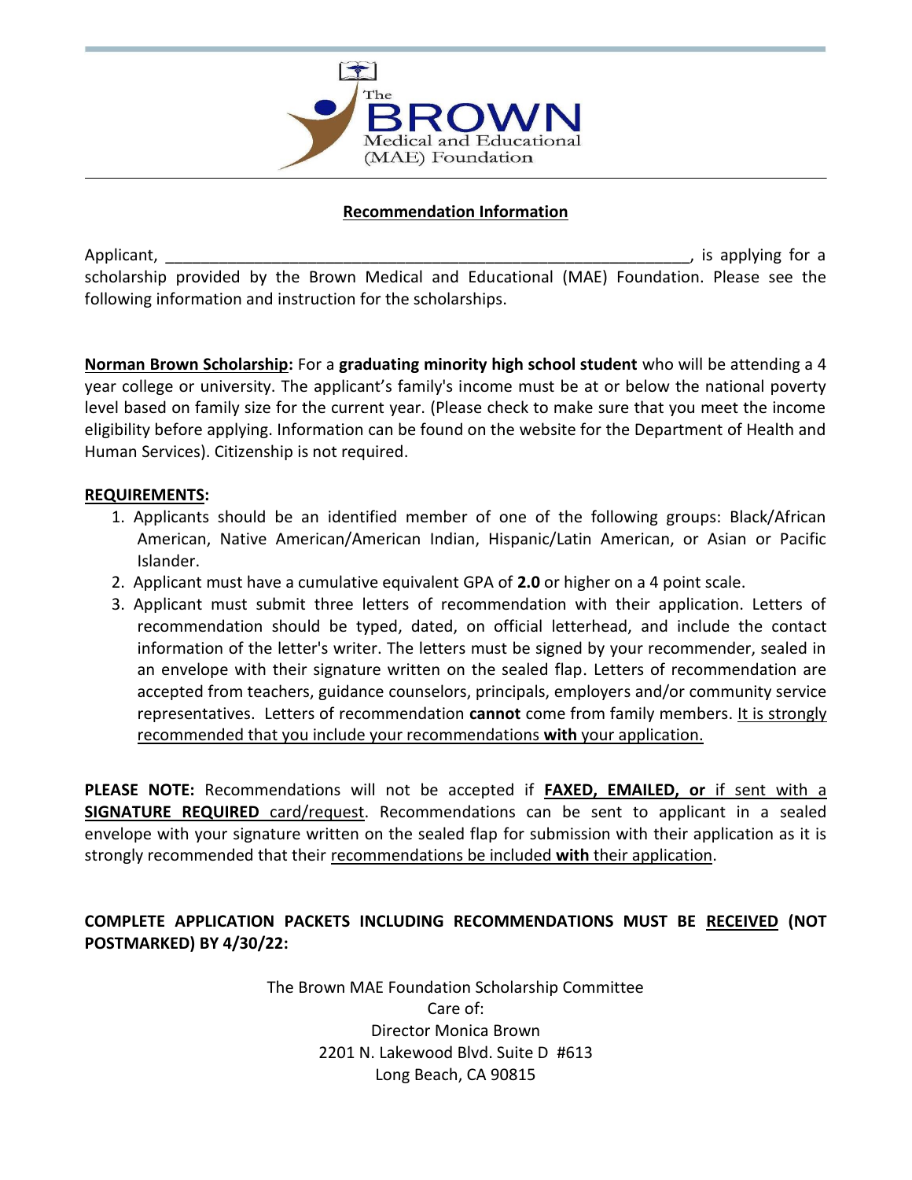The BROWN Medical and Educational (MAE) Foundation

## Recommendation Information

Applicant, _____________________________________________________________, is applying for a scholarship provided by the Brown Medical and Educational (MAE) Foundation. Please see the following information and instruction for the scholarships.

**Norman Brown Scholarship:** For a **graduating minority high school student** who will be attending a 4 year college or university. The applicant's family's income must be at or below the national poverty level based on family size for the current year. (Please check to make sure that you meet the income eligibility before applying. Information can be found on the website for the Department of Health and Human Services). Citizenship is not required.

**REQUIREMENTS:**

1. Applicants should be an identified member of one of the following groups: Black/African American, Native American/American Indian, Hispanic/Latin American, or Asian or Pacific Islander.
2. Applicant must have a cumulative equivalent GPA of **2.0** or higher on a 4 point scale.
3. Applicant must submit three letters of recommendation with their application. Letters of recommendation should be typed, dated, on official letterhead, and include the contact information of the letter's writer. The letters must be signed by your recommender, sealed in an envelope with their signature written on the sealed flap. Letters of recommendation are accepted from teachers, guidance counselors, principals, employers and/or community service representatives. Letters of recommendation **cannot** come from family members. It is strongly recommended that you include your recommendations **with** your application.

**PLEASE NOTE:** Recommendations will not be accepted if **FAXED, EMAILED, or** if sent with a **SIGNATURE REQUIRED** card/request. Recommendations can be sent to applicant in a sealed envelope with your signature written on the sealed flap for submission with their application as it is strongly recommended that their recommendations be included **with** their application.

**COMPLETE APPLICATION PACKETS INCLUDING RECOMMENDATIONS MUST BE RECEIVED (NOT POSTMARKED) BY 4/30/22:**

The Brown MAE Foundation Scholarship Committee
Care of:
Director Monica Brown
2201 N. Lakewood Blvd. Suite D #613
Long Beach, CA 90815